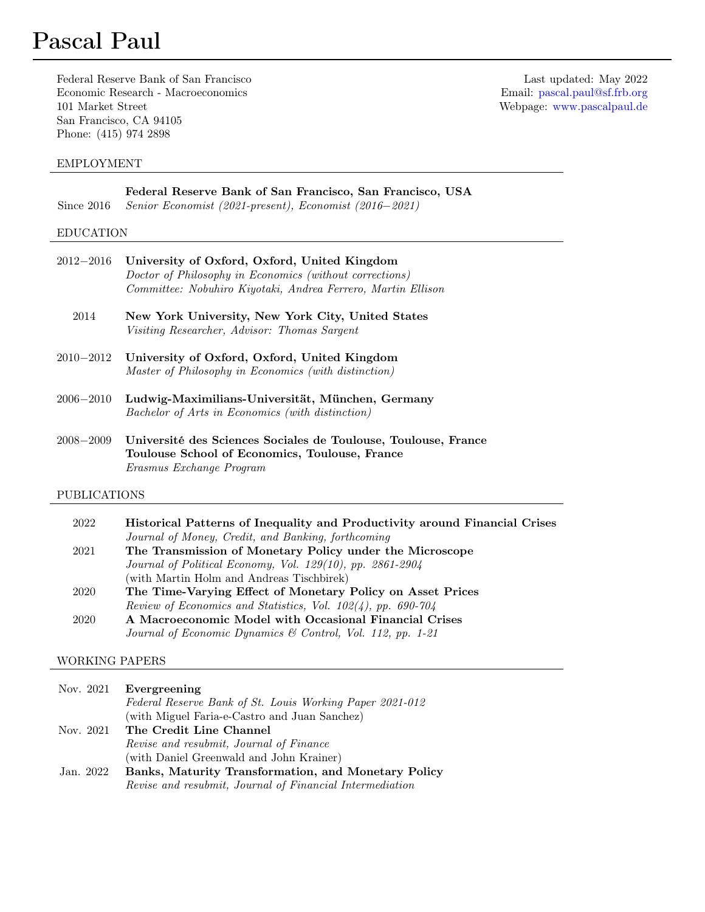# Pascal Paul

Federal Reserve Bank of San Francisco
Economic Research - Macroeconomics
101 Market Street
San Francisco, CA 94105
Phone: (415) 974 2898

Last updated: May 2022
Email: pascal.paul@sf.frb.org
Webpage: www.pascalpaul.de

## EMPLOYMENT

Since 2016 — **Federal Reserve Bank of San Francisco, San Francisco, USA**
*Senior Economist (2021-present), Economist (2016−2021)*

## EDUCATION

2012−2016 — **University of Oxford, Oxford, United Kingdom**
*Doctor of Philosophy in Economics (without corrections)*
*Committee: Nobuhiro Kiyotaki, Andrea Ferrero, Martin Ellison*

2014 — **New York University, New York City, United States**
*Visiting Researcher, Advisor: Thomas Sargent*

2010−2012 — **University of Oxford, Oxford, United Kingdom**
*Master of Philosophy in Economics (with distinction)*

2006−2010 — **Ludwig-Maximilians-Universität, München, Germany**
*Bachelor of Arts in Economics (with distinction)*

2008−2009 — **Université des Sciences Sociales de Toulouse, Toulouse, France**
**Toulouse School of Economics, Toulouse, France**
*Erasmus Exchange Program*

## PUBLICATIONS

2022 — **Historical Patterns of Inequality and Productivity around Financial Crises**
*Journal of Money, Credit, and Banking, forthcoming*

2021 — **The Transmission of Monetary Policy under the Microscope**
*Journal of Political Economy, Vol. 129(10), pp. 2861-2904*
(with Martin Holm and Andreas Tischbirek)

2020 — **The Time-Varying Effect of Monetary Policy on Asset Prices**
*Review of Economics and Statistics, Vol. 102(4), pp. 690-704*

2020 — **A Macroeconomic Model with Occasional Financial Crises**
*Journal of Economic Dynamics & Control, Vol. 112, pp. 1-21*

## WORKING PAPERS

Nov. 2021 — **Evergreening**
*Federal Reserve Bank of St. Louis Working Paper 2021-012*
(with Miguel Faria-e-Castro and Juan Sanchez)

Nov. 2021 — **The Credit Line Channel**
*Revise and resubmit, Journal of Finance*
(with Daniel Greenwald and John Krainer)

Jan. 2022 — **Banks, Maturity Transformation, and Monetary Policy**
*Revise and resubmit, Journal of Financial Intermediation*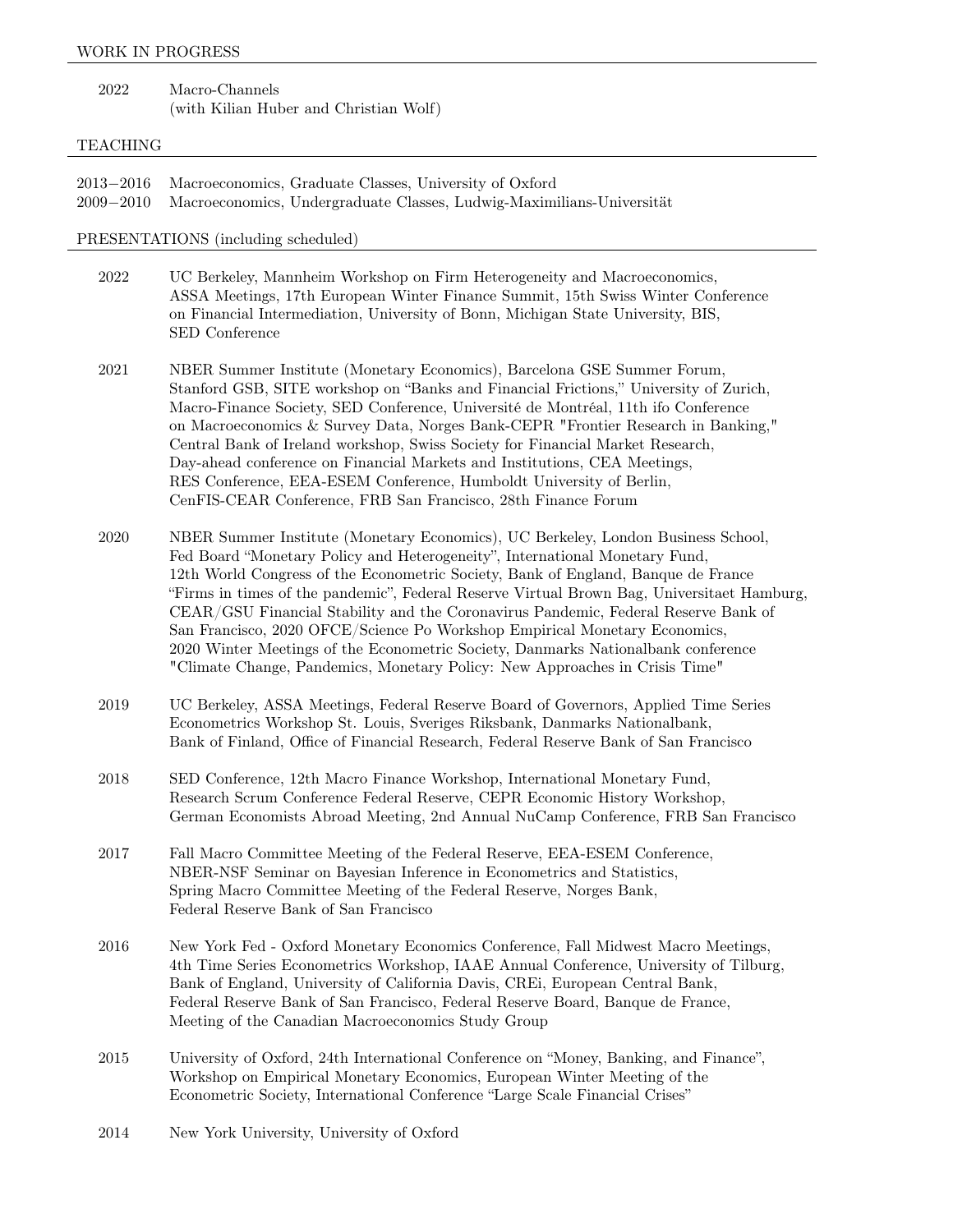## WORK IN PROGRESS

2022 Macro-Channels
(with Kilian Huber and Christian Wolf)

## TEACHING

2013−2016 Macroeconomics, Graduate Classes, University of Oxford
2009−2010 Macroeconomics, Undergraduate Classes, Ludwig-Maximilians-Universität

## PRESENTATIONS (including scheduled)

**2022** UC Berkeley, Mannheim Workshop on Firm Heterogeneity and Macroeconomics, ASSA Meetings, 17th European Winter Finance Summit, 15th Swiss Winter Conference on Financial Intermediation, University of Bonn, Michigan State University, BIS, SED Conference

**2021** NBER Summer Institute (Monetary Economics), Barcelona GSE Summer Forum, Stanford GSB, SITE workshop on "Banks and Financial Frictions," University of Zurich, Macro-Finance Society, SED Conference, Université de Montréal, 11th ifo Conference on Macroeconomics & Survey Data, Norges Bank-CEPR "Frontier Research in Banking," Central Bank of Ireland workshop, Swiss Society for Financial Market Research, Day-ahead conference on Financial Markets and Institutions, CEA Meetings, RES Conference, EEA-ESEM Conference, Humboldt University of Berlin, CenFIS-CEAR Conference, FRB San Francisco, 28th Finance Forum

**2020** NBER Summer Institute (Monetary Economics), UC Berkeley, London Business School, Fed Board "Monetary Policy and Heterogeneity", International Monetary Fund, 12th World Congress of the Econometric Society, Bank of England, Banque de France "Firms in times of the pandemic", Federal Reserve Virtual Brown Bag, Universitaet Hamburg, CEAR/GSU Financial Stability and the Coronavirus Pandemic, Federal Reserve Bank of San Francisco, 2020 OFCE/Science Po Workshop Empirical Monetary Economics, 2020 Winter Meetings of the Econometric Society, Danmarks Nationalbank conference "Climate Change, Pandemics, Monetary Policy: New Approaches in Crisis Time"

**2019** UC Berkeley, ASSA Meetings, Federal Reserve Board of Governors, Applied Time Series Econometrics Workshop St. Louis, Sveriges Riksbank, Danmarks Nationalbank, Bank of Finland, Office of Financial Research, Federal Reserve Bank of San Francisco

**2018** SED Conference, 12th Macro Finance Workshop, International Monetary Fund, Research Scrum Conference Federal Reserve, CEPR Economic History Workshop, German Economists Abroad Meeting, 2nd Annual NuCamp Conference, FRB San Francisco

**2017** Fall Macro Committee Meeting of the Federal Reserve, EEA-ESEM Conference, NBER-NSF Seminar on Bayesian Inference in Econometrics and Statistics, Spring Macro Committee Meeting of the Federal Reserve, Norges Bank, Federal Reserve Bank of San Francisco

**2016** New York Fed - Oxford Monetary Economics Conference, Fall Midwest Macro Meetings, 4th Time Series Econometrics Workshop, IAAE Annual Conference, University of Tilburg, Bank of England, University of California Davis, CREi, European Central Bank, Federal Reserve Bank of San Francisco, Federal Reserve Board, Banque de France, Meeting of the Canadian Macroeconomics Study Group

**2015** University of Oxford, 24th International Conference on "Money, Banking, and Finance", Workshop on Empirical Monetary Economics, European Winter Meeting of the Econometric Society, International Conference "Large Scale Financial Crises"

**2014** New York University, University of Oxford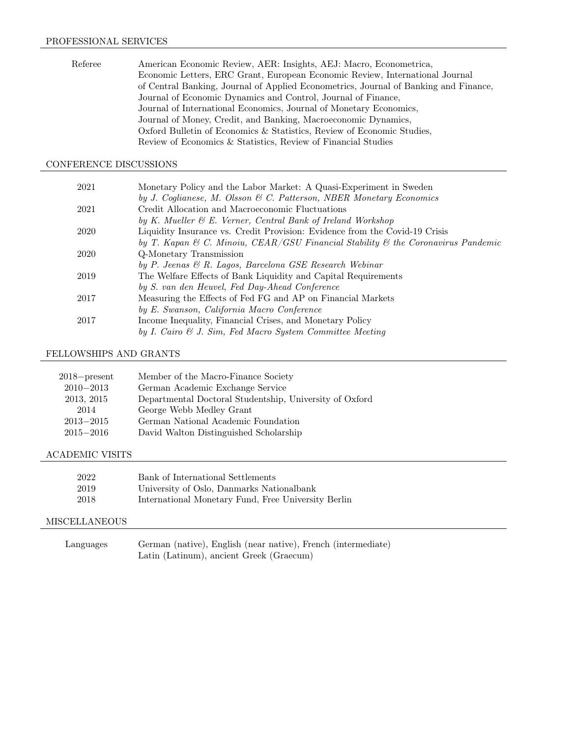## PROFESSIONAL SERVICES

| | |
|---|---|
| Referee | American Economic Review, AER: Insights, AEJ: Macro, Econometrica, Economic Letters, ERC Grant, European Economic Review, International Journal of Central Banking, Journal of Applied Econometrics, Journal of Banking and Finance, Journal of Economic Dynamics and Control, Journal of Finance, Journal of International Economics, Journal of Monetary Economics, Journal of Money, Credit, and Banking, Macroeconomic Dynamics, Oxford Bulletin of Economics & Statistics, Review of Economic Studies, Review of Economics & Statistics, Review of Financial Studies |

## CONFERENCE DISCUSSIONS

| | |
|---|---|
| 2021 | Monetary Policy and the Labor Market: A Quasi-Experiment in Sweden<br>*by J. Coglianese, M. Olsson & C. Patterson, NBER Monetary Economics* |
| 2021 | Credit Allocation and Macroeconomic Fluctuations<br>*by K. Mueller & E. Verner, Central Bank of Ireland Workshop* |
| 2020 | Liquidity Insurance vs. Credit Provision: Evidence from the Covid-19 Crisis<br>*by T. Kapan & C. Minoiu, CEAR/GSU Financial Stability & the Coronavirus Pandemic* |
| 2020 | Q-Monetary Transmission<br>*by P. Jeenas & R. Lagos, Barcelona GSE Research Webinar* |
| 2019 | The Welfare Effects of Bank Liquidity and Capital Requirements<br>*by S. van den Heuvel, Fed Day-Ahead Conference* |
| 2017 | Measuring the Effects of Fed FG and AP on Financial Markets<br>*by E. Swanson, California Macro Conference* |
| 2017 | Income Inequality, Financial Crises, and Monetary Policy<br>*by I. Cairo & J. Sim, Fed Macro System Committee Meeting* |

## FELLOWSHIPS AND GRANTS

| | |
|---|---|
| 2018–present | Member of the Macro-Finance Society |
| 2010–2013 | German Academic Exchange Service |
| 2013, 2015 | Departmental Doctoral Studentship, University of Oxford |
| 2014 | George Webb Medley Grant |
| 2013–2015 | German National Academic Foundation |
| 2015–2016 | David Walton Distinguished Scholarship |

## ACADEMIC VISITS

| | |
|---|---|
| 2022 | Bank of International Settlements |
| 2019 | University of Oslo, Danmarks Nationalbank |
| 2018 | International Monetary Fund, Free University Berlin |

## MISCELLANEOUS

| | |
|---|---|
| Languages | German (native), English (near native), French (intermediate)<br>Latin (Latinum), ancient Greek (Graecum) |